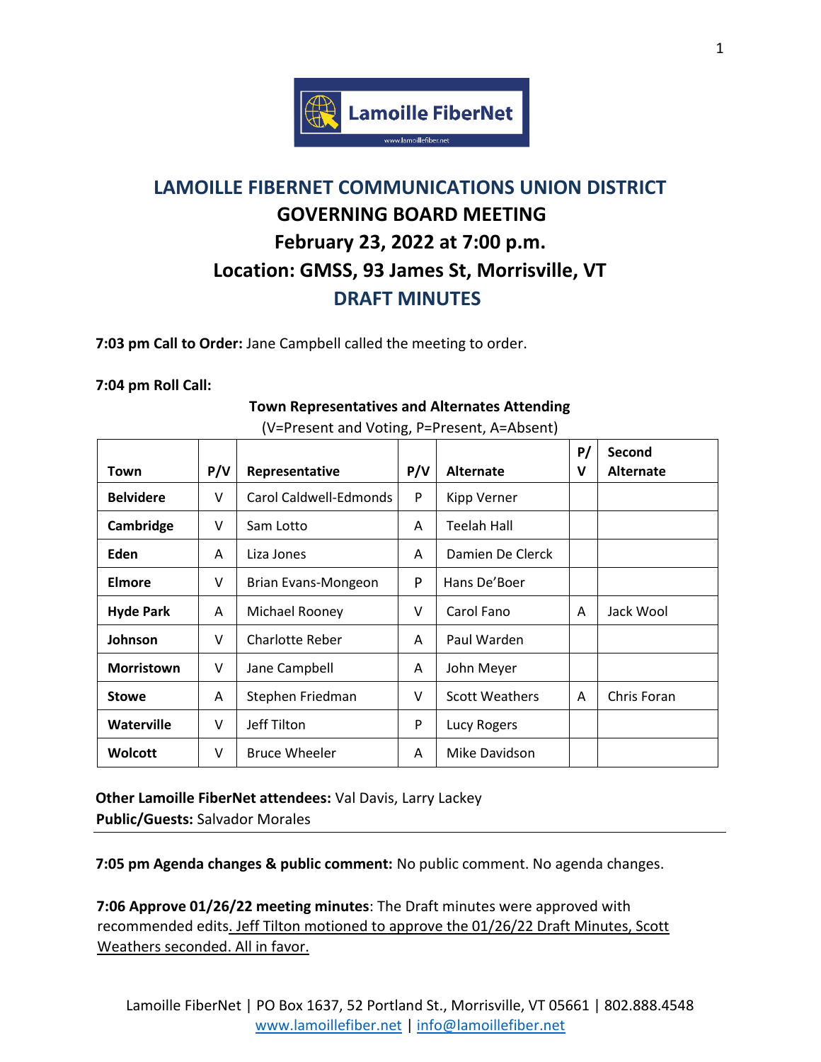# LAMOILLE FIBERNET COMMUNICATIONS UNION DISTRICT
## GOVERNING BOARD MEETING
## February 23, 2022 at 7:00 p.m.
## Location: GMSS, 93 James St, Morrisville, VT
## DRAFT MINUTES

**7:03 pm Call to Order:** Jane Campbell called the meeting to order.

**7:04 pm Roll Call:**

**Town Representatives and Alternates Attending**
(V=Present and Voting, P=Present, A=Absent)

| Town | P/V | Representative | P/V | Alternate | P/V | Second Alternate |
|---|---|---|---|---|---|---|
| **Belvidere** | V | Carol Caldwell-Edmonds | P | Kipp Verner | | |
| **Cambridge** | V | Sam Lotto | A | Teelah Hall | | |
| **Eden** | A | Liza Jones | A | Damien De Clerck | | |
| **Elmore** | V | Brian Evans-Mongeon | P | Hans De'Boer | | |
| **Hyde Park** | A | Michael Rooney | V | Carol Fano | A | Jack Wool |
| **Johnson** | V | Charlotte Reber | A | Paul Warden | | |
| **Morristown** | V | Jane Campbell | A | John Meyer | | |
| **Stowe** | A | Stephen Friedman | V | Scott Weathers | A | Chris Foran |
| **Waterville** | V | Jeff Tilton | P | Lucy Rogers | | |
| **Wolcott** | V | Bruce Wheeler | A | Mike Davidson | | |

**Other Lamoille FiberNet attendees:** Val Davis, Larry Lackey
**Public/Guests:** Salvador Morales

---

**7:05 pm Agenda changes & public comment:** No public comment. No agenda changes.

**7:06 Approve 01/26/22 meeting minutes**: The Draft minutes were approved with recommended edits. Jeff Tilton motioned to approve the 01/26/22 Draft Minutes, Scott Weathers seconded. All in favor.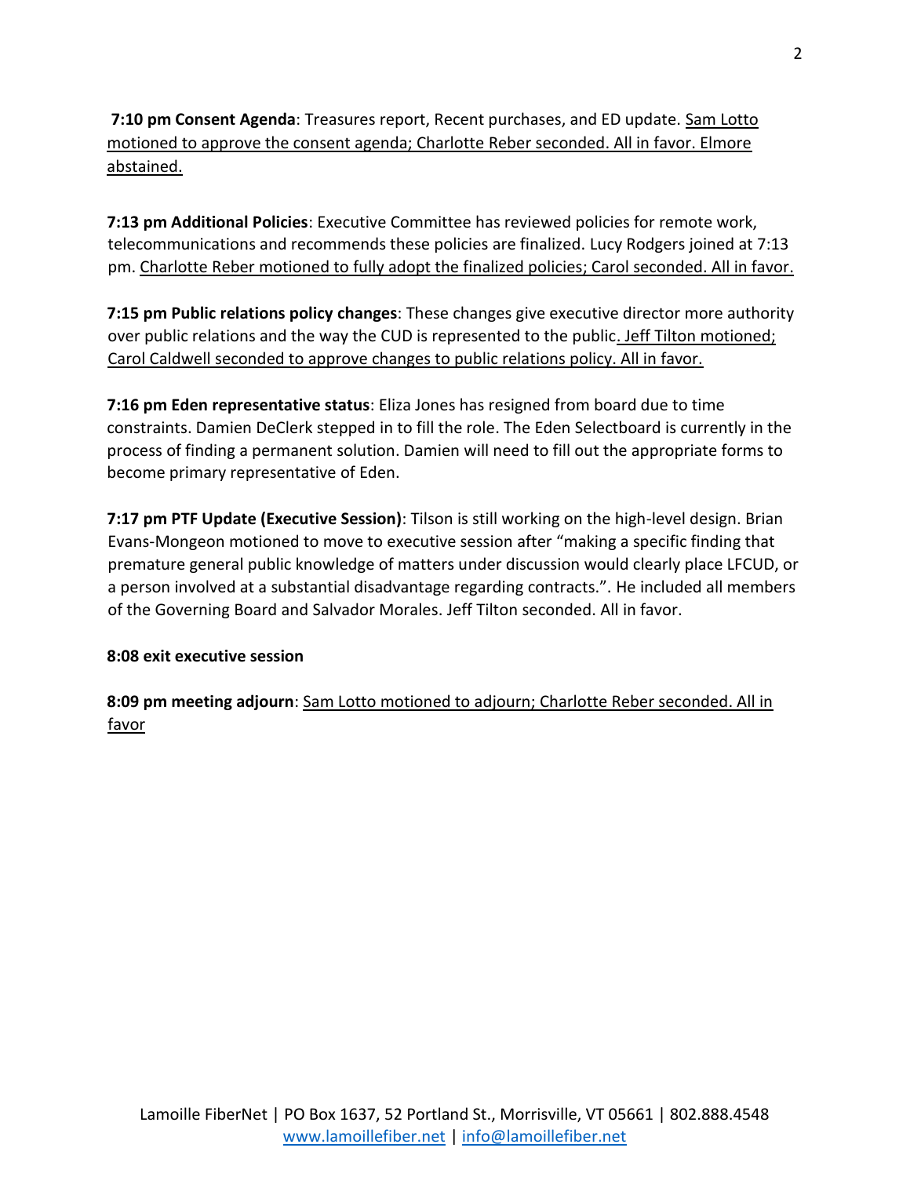**7:10 pm Consent Agenda**: Treasures report, Recent purchases, and ED update. Sam Lotto motioned to approve the consent agenda; Charlotte Reber seconded. All in favor. Elmore abstained.

**7:13 pm Additional Policies**: Executive Committee has reviewed policies for remote work, telecommunications and recommends these policies are finalized. Lucy Rodgers joined at 7:13 pm. Charlotte Reber motioned to fully adopt the finalized policies; Carol seconded. All in favor.

**7:15 pm Public relations policy changes**: These changes give executive director more authority over public relations and the way the CUD is represented to the public. Jeff Tilton motioned; Carol Caldwell seconded to approve changes to public relations policy. All in favor.

**7:16 pm Eden representative status**: Eliza Jones has resigned from board due to time constraints. Damien DeClerk stepped in to fill the role. The Eden Selectboard is currently in the process of finding a permanent solution. Damien will need to fill out the appropriate forms to become primary representative of Eden.

**7:17 pm PTF Update (Executive Session)**: Tilson is still working on the high-level design. Brian Evans-Mongeon motioned to move to executive session after "making a specific finding that premature general public knowledge of matters under discussion would clearly place LFCUD, or a person involved at a substantial disadvantage regarding contracts.". He included all members of the Governing Board and Salvador Morales. Jeff Tilton seconded. All in favor.

**8:08 exit executive session**

**8:09 pm meeting adjourn**: Sam Lotto motioned to adjourn; Charlotte Reber seconded. All in favor

Lamoille FiberNet | PO Box 1637, 52 Portland St., Morrisville, VT 05661 | 802.888.4548
www.lamoillefiber.net | info@lamoillefiber.net